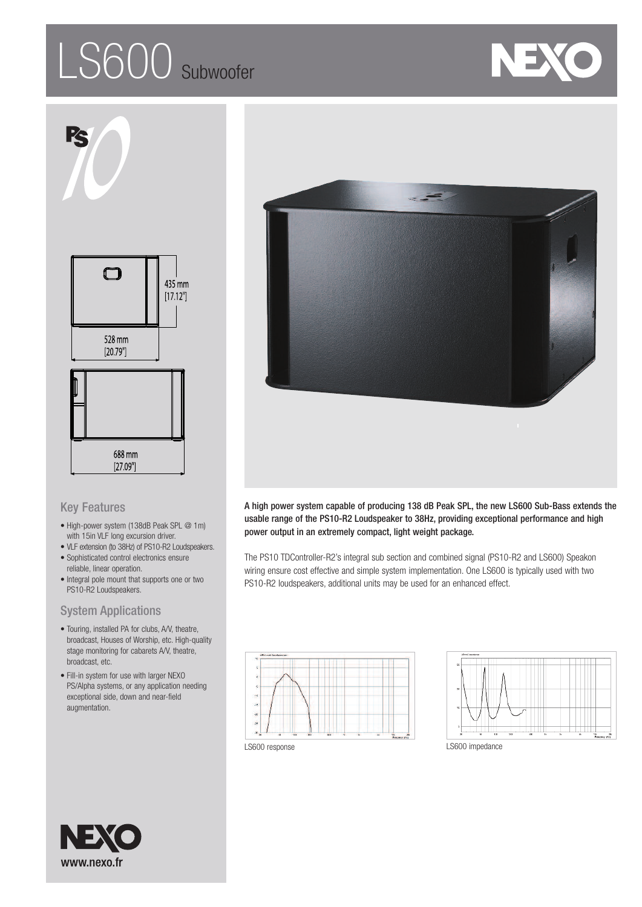# LS600 Subwoofer

435 mm [17.12"]

528 mm [20.79"]

688 mm [27.09"]

## Key Features

- High-power system (138dB Peak SPL @ 1m) with 15in VLF long excursion driver.
- VLF extension (to 38Hz) of PS10-R2 Loudspeakers.
- Sophisticated control electronics ensure reliable, linear operation.
- Integral pole mount that supports one or two PS10-R2 Loudspeakers.

## System Applications

- Touring, installed PA for clubs, A/V, theatre, broadcast, Houses of Worship, etc. High-quality stage monitoring for cabarets A/V, theatre, broadcast, etc.
- Fill-in system for use with larger NEXO PS/Alpha systems, or any application needing exceptional side, down and near-field augmentation.

**A high power system capable of producing 138 dB Peak SPL, the new LS600 Sub-Bass extends the usable range of the PS10-R2 Loudspeaker to 38Hz, providing exceptional performance and high power output in an extremely compact, light weight package.**

The PS10 TDController-R2's integral sub section and combined signal (PS10-R2 and LS600) Speakon wiring ensure cost effective and simple system implementation. One LS600 is typically used with two PS10-R2 loudspeakers, additional units may be used for an enhanced effect.

LS600 response

LS600 impedance

www.nexo.fr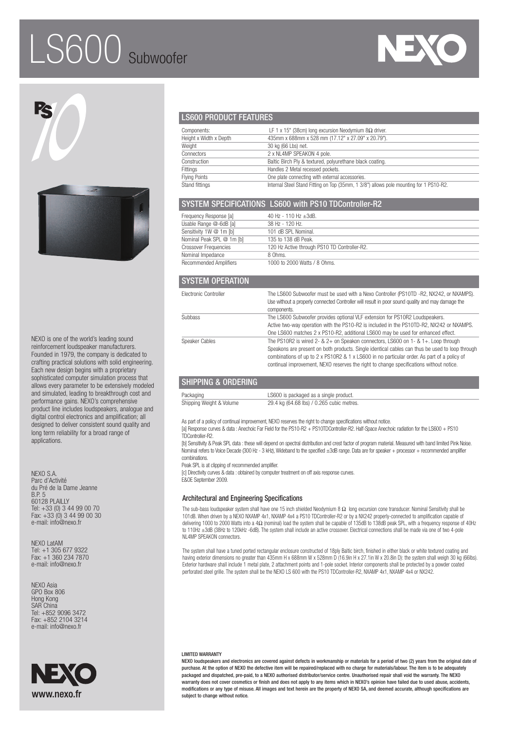# LS600 Subwoofer

NEXO

NEXO is one of the world's leading sound reinforcement loudspeaker manufacturers. Founded in 1979, the company is dedicated to crafting practical solutions with solid engineering. Each new design begins with a proprietary sophisticated computer simulation process that allows every parameter to be extensively modeled and simulated, leading to breakthrough cost and performance gains. NEXO's comprehensive product line includes loudspeakers, analogue and digital control electronics and amplification; all designed to deliver consistent sound quality and long term reliability for a broad range of applications.

NEXO S.A.
Parc d'Activité
du Pré de la Dame Jeanne
B.P. 5
60128 PLAILLY
Tel: +33 (0) 3 44 99 00 70
Fax: +33 (0) 3 44 99 00 30
e-mail: info@nexo.fr

NEXO LatAM
Tel: +1 305 677 9322
Fax: +1 360 234 7870
e-mail: info@nexo.fr

NEXO Asia
GPO Box 806
Hong Kong
SAR China
Tel: +852 9096 3472
Fax: +852 2104 3214
e-mail: info@nexo.fr

www.nexo.fr

## LS600 PRODUCT FEATURES

| | |
|---|---|
| Components: | LF 1 x 15" (38cm) long excursion Neodymium 8Ω driver. |
| Height x Width x Depth | 435mm x 688mm x 528 mm (17.12" x 27.09" x 20.79"). |
| Weight | 30 kg (66 Lbs) net. |
| Connectors | 2 x NL4MP SPEAKON 4 pole. |
| Construction | Baltic Birch Ply & textured, polyurethane black coating. |
| Fittings | Handles 2 Metal recessed pockets. |
| Flying Points | One plate connecting with external accessories. |
| Stand fittings | Internal Steel Stand Fitting on Top (35mm, 1 3/8") allows pole mounting for 1 PS10-R2. |

## SYSTEM SPECIFICATIONS LS600 with PS10 TDController-R2

| | |
|---|---|
| Frequency Response [a] | 40 Hz - 110 Hz ±3dB. |
| Usable Range @-6dB [a] | 38 Hz - 120 Hz. |
| Sensitivity 1W @ 1m [b] | 101 dB SPL Nominal. |
| Nominal Peak SPL @ 1m [b] | 135 to 138 dB Peak. |
| Crossover Frequencies | 120 Hz Active through PS10 TD Controller-R2. |
| Nominal Impedance | 8 Ohms. |
| Recommended Amplifiers | 1000 to 2000 Watts / 8 Ohms. |

## SYSTEM OPERATION

| | |
|---|---|
| Electronic Controller | The LS600 Subwoofer must be used with a Nexo Controller (PS10TD -R2, NX242, or NXAMPS). Use without a properly connected Controller will result in poor sound quality and may damage the components. |
| Subbass | The LS600 Subwoofer provides optional VLF extension for PS10R2 Loudspeakers. Active two-way operation with the PS10-R2 is included in the PS10TD-R2, NX242 or NXAMPS. One LS600 matches 2 x PS10-R2, additional LS600 may be used for enhanced effect. |
| Speaker Cables | The PS10R2 is wired 2- & 2+ on Speakon connectors, LS600 on 1- & 1+. Loop through Speakons are present on both products. Single identical cables can thus be used to loop through combinations of up to 2 x PS10R2 & 1 x LS600 in no particular order. As part of a policy of continual improvement, NEXO reserves the right to change specifications without notice. |

## SHIPPING & ORDERING

| | |
|---|---|
| Packaging | LS600 is packaged as a single product. |
| Shipping Weight & Volume | 29.4 kg (64.68 lbs) / 0.265 cubic metres. |

As part of a policy of continual improvement, NEXO reserves the right to change specifications without notice.

[a] Response curves & data : Anechoic Far Field for the PS10-R2 + PS10TDController-R2. Half-Space Anechoic radiation for the LS600 + PS10 TDController-R2.

[b] Sensitivity & Peak SPL data : these will depend on spectral distribution and crest factor of program material. Measured with band limited Pink Noise. Nominal refers to Voice Decade (300 Hz - 3 kHz), Wideband to the specified ±3dB range. Data are for speaker + processor + recommended amplifier combinations.

Peak SPL is at clipping of recommended amplifier.

[c] Directivity curves & data : obtained by computer treatment on off axis response curves.

E&OE September 2009.

### Architectural and Engineering Specifications

The sub-bass loudspeaker system shall have one 15 inch shielded Neodymium 8 Ω long excursion cone transducer. Nominal Sensitivity shall be 101dB. When driven by a NEXO NXAMP 4x1, NXAMP 4x4 a PS10 TDController-R2 or by a NX242 properly-connected to amplification capable of delivering 1000 to 2000 Watts into a 4Ω (nominal) load the system shall be capable of 135dB to 138dB peak SPL, with a frequency response of 40Hz to 110Hz ±3dB (38Hz to 120kHz -6dB). The system shall include an active crossover. Electrical connections shall be made via one of two 4-pole NL4MP SPEAKON connectors.

The system shall have a tuned ported rectangular enclosure constructed of 18ply Baltic birch, finished in either black or white textured coating and having exterior dimensions no greater than 435mm H x 688mm W x 528mm D (16.9in H x 27.1in W x 20.8in D): the system shall weigh 30 kg (66lbs). Exterior hardware shall include 1 metal plate, 2 attachment points and 1-pole socket. Interior components shall be protected by a powder coated perforated steel grille. The system shall be the NEXO LS 600 with the PS10 TDController-R2, NXAMP 4x1, NXAMP 4x4 or NX242.

**LIMITED WARRANTY**

**NEXO loudspeakers and electronics are covered against defects in workmanship or materials for a period of two (2) years from the original date of purchase. At the option of NEXO the defective item will be repaired/replaced with no charge for materials/labour. The item is to be adequately packaged and dispatched, pre-paid, to a NEXO authorised distributor/service centre. Unauthorised repair shall void the warranty. The NEXO warranty does not cover cosmetics or finish and does not apply to any items which in NEXO's opinion have failed due to used abuse, accidents, modifications or any type of misuse. All images and text herein are the property of NEXO SA, and deemed accurate, although specifications are subject to change without notice.**